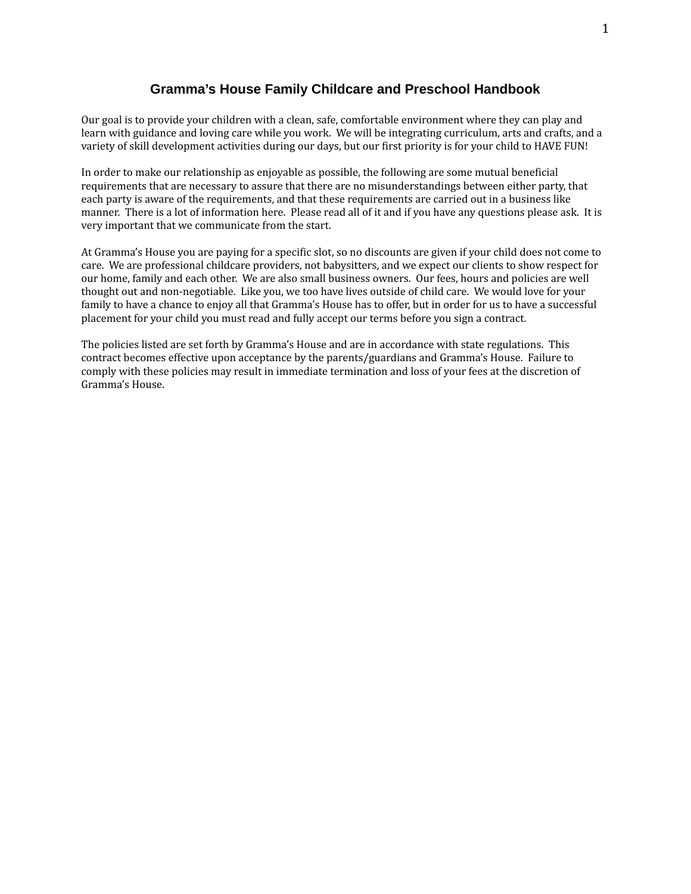# Gramma's House Family Childcare and Preschool Handbook

Our goal is to provide your children with a clean, safe, comfortable environment where they can play and learn with guidance and loving care while you work. We will be integrating curriculum, arts and crafts, and a variety of skill development activities during our days, but our first priority is for your child to HAVE FUN!

In order to make our relationship as enjoyable as possible, the following are some mutual beneficial requirements that are necessary to assure that there are no misunderstandings between either party, that each party is aware of the requirements, and that these requirements are carried out in a business like manner. There is a lot of information here. Please read all of it and if you have any questions please ask. It is very important that we communicate from the start.

At Gramma's House you are paying for a specific slot, so no discounts are given if your child does not come to care. We are professional childcare providers, not babysitters, and we expect our clients to show respect for our home, family and each other. We are also small business owners. Our fees, hours and policies are well thought out and non-negotiable. Like you, we too have lives outside of child care. We would love for your family to have a chance to enjoy all that Gramma's House has to offer, but in order for us to have a successful placement for your child you must read and fully accept our terms before you sign a contract.

The policies listed are set forth by Gramma's House and are in accordance with state regulations. This contract becomes effective upon acceptance by the parents/guardians and Gramma's House. Failure to comply with these policies may result in immediate termination and loss of your fees at the discretion of Gramma's House.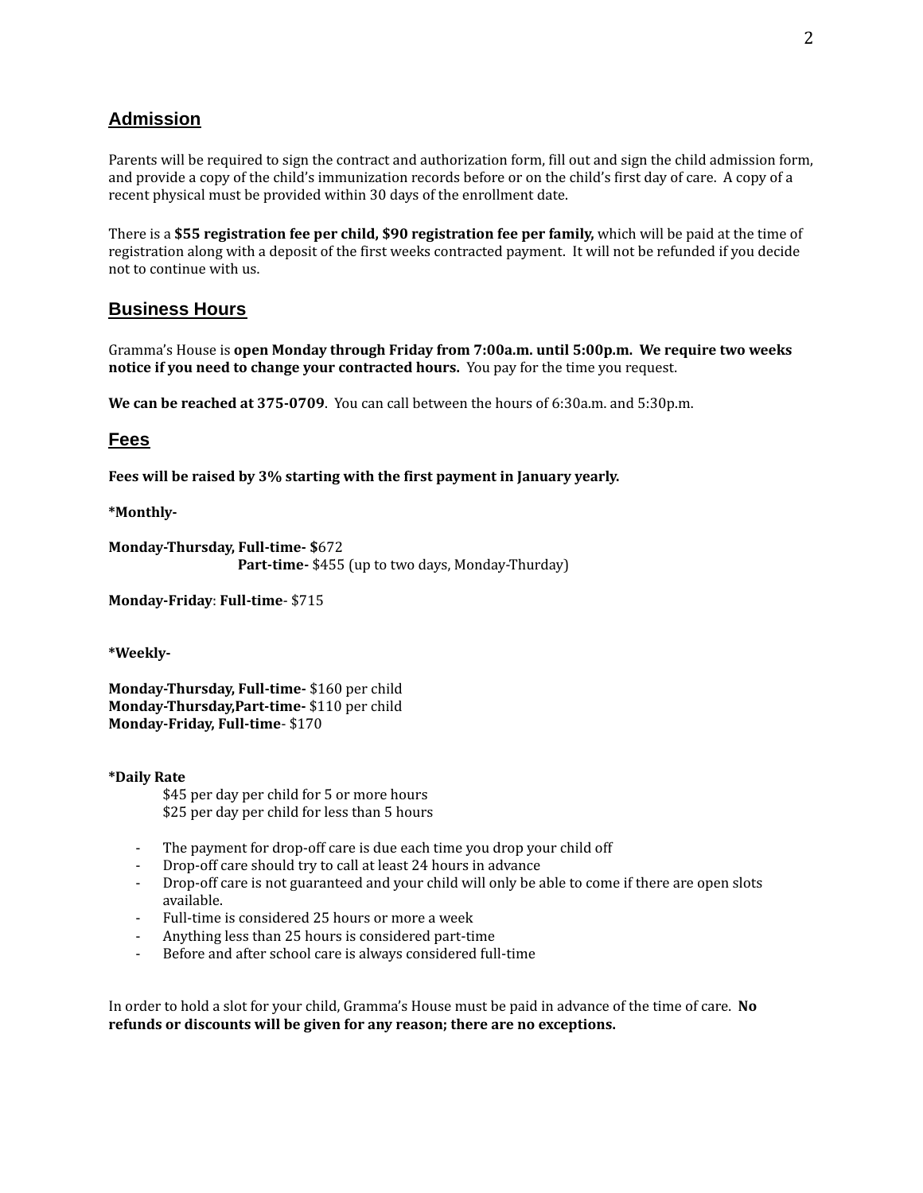## Admission

Parents will be required to sign the contract and authorization form, fill out and sign the child admission form, and provide a copy of the child's immunization records before or on the child's first day of care. A copy of a recent physical must be provided within 30 days of the enrollment date.

There is a **$55 registration fee per child, $90 registration fee per family,** which will be paid at the time of registration along with a deposit of the first weeks contracted payment. It will not be refunded if you decide not to continue with us.

## Business Hours

Gramma's House is **open Monday through Friday from 7:00a.m. until 5:00p.m. We require two weeks notice if you need to change your contracted hours.** You pay for the time you request.

**We can be reached at 375-0709**. You can call between the hours of 6:30a.m. and 5:30p.m.

## Fees

**Fees will be raised by 3% starting with the first payment in January yearly.**

**\*Monthly-**

**Monday-Thursday, Full-time- $**672
**Part-time-** $455 (up to two days, Monday-Thurday)

**Monday-Friday**: **Full-time**- $715

**\*Weekly-**

**Monday-Thursday, Full-time-** $160 per child
**Monday-Thursday,Part-time-** $110 per child
**Monday-Friday, Full-time**- $170

**\*Daily Rate**

$45 per day per child for 5 or more hours
$25 per day per child for less than 5 hours

- The payment for drop-off care is due each time you drop your child off
- Drop-off care should try to call at least 24 hours in advance
- Drop-off care is not guaranteed and your child will only be able to come if there are open slots available.
- Full-time is considered 25 hours or more a week
- Anything less than 25 hours is considered part-time
- Before and after school care is always considered full-time

In order to hold a slot for your child, Gramma's House must be paid in advance of the time of care. **No refunds or discounts will be given for any reason; there are no exceptions.**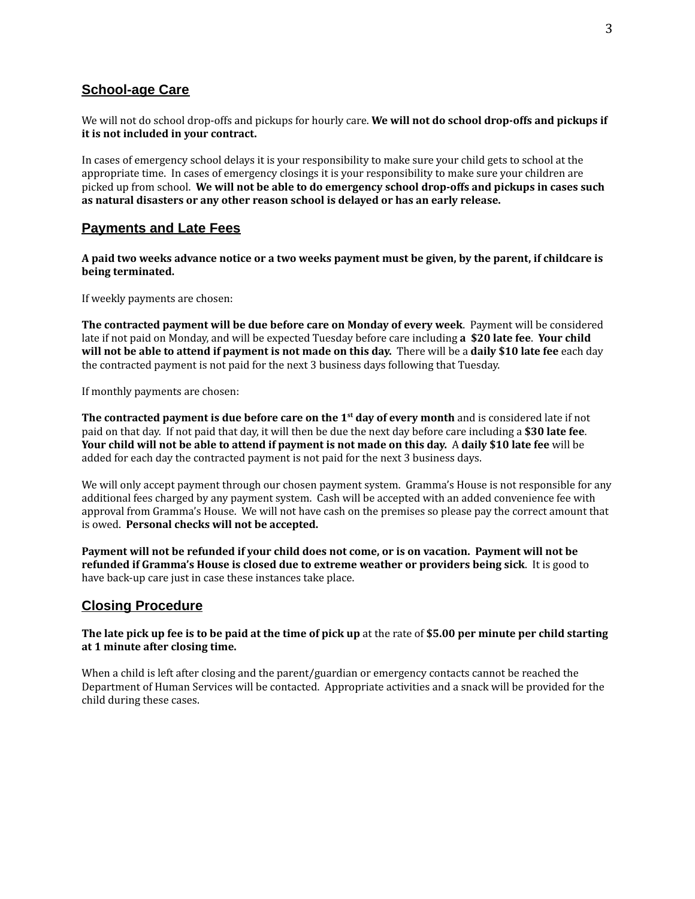## School-age Care

We will not do school drop-offs and pickups for hourly care. **We will not do school drop-offs and pickups if it is not included in your contract.**

In cases of emergency school delays it is your responsibility to make sure your child gets to school at the appropriate time. In cases of emergency closings it is your responsibility to make sure your children are picked up from school. **We will not be able to do emergency school drop-offs and pickups in cases such as natural disasters or any other reason school is delayed or has an early release.**

## Payments and Late Fees

**A paid two weeks advance notice or a two weeks payment must be given, by the parent, if childcare is being terminated.**

If weekly payments are chosen:

**The contracted payment will be due before care on Monday of every week**. Payment will be considered late if not paid on Monday, and will be expected Tuesday before care including **a $20 late fee**. **Your child will not be able to attend if payment is not made on this day.** There will be a **daily $10 late fee** each day the contracted payment is not paid for the next 3 business days following that Tuesday.

If monthly payments are chosen:

**The contracted payment is due before care on the 1st day of every month** and is considered late if not paid on that day. If not paid that day, it will then be due the next day before care including a **$30 late fee**. **Your child will not be able to attend if payment is not made on this day.** A **daily $10 late fee** will be added for each day the contracted payment is not paid for the next 3 business days.

We will only accept payment through our chosen payment system. Gramma's House is not responsible for any additional fees charged by any payment system. Cash will be accepted with an added convenience fee with approval from Gramma's House. We will not have cash on the premises so please pay the correct amount that is owed. **Personal checks will not be accepted.**

**Payment will not be refunded if your child does not come, or is on vacation. Payment will not be refunded if Gramma's House is closed due to extreme weather or providers being sick**. It is good to have back-up care just in case these instances take place.

## Closing Procedure

**The late pick up fee is to be paid at the time of pick up** at the rate of **$5.00 per minute per child starting at 1 minute after closing time.**

When a child is left after closing and the parent/guardian or emergency contacts cannot be reached the Department of Human Services will be contacted. Appropriate activities and a snack will be provided for the child during these cases.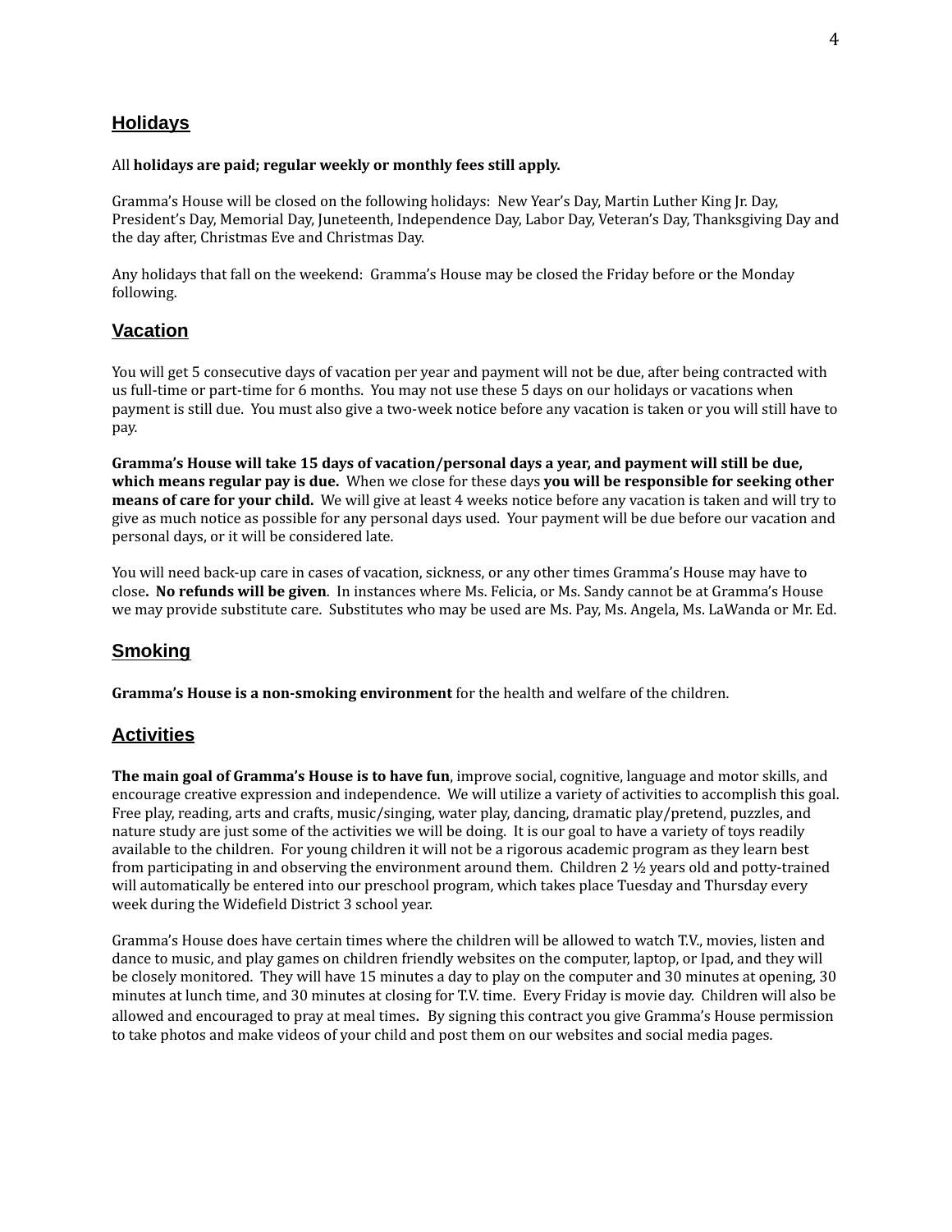## Holidays

All **holidays are paid; regular weekly or monthly fees still apply.**

Gramma's House will be closed on the following holidays: New Year's Day, Martin Luther King Jr. Day, President's Day, Memorial Day, Juneteenth, Independence Day, Labor Day, Veteran's Day, Thanksgiving Day and the day after, Christmas Eve and Christmas Day.

Any holidays that fall on the weekend: Gramma's House may be closed the Friday before or the Monday following.

## Vacation

You will get 5 consecutive days of vacation per year and payment will not be due, after being contracted with us full-time or part-time for 6 months. You may not use these 5 days on our holidays or vacations when payment is still due. You must also give a two-week notice before any vacation is taken or you will still have to pay.

**Gramma's House will take 15 days of vacation/personal days a year, and payment will still be due, which means regular pay is due.** When we close for these days **you will be responsible for seeking other means of care for your child.** We will give at least 4 weeks notice before any vacation is taken and will try to give as much notice as possible for any personal days used. Your payment will be due before our vacation and personal days, or it will be considered late.

You will need back-up care in cases of vacation, sickness, or any other times Gramma's House may have to close**. No refunds will be given**. In instances where Ms. Felicia, or Ms. Sandy cannot be at Gramma's House we may provide substitute care. Substitutes who may be used are Ms. Pay, Ms. Angela, Ms. LaWanda or Mr. Ed.

## Smoking

**Gramma's House is a non-smoking environment** for the health and welfare of the children.

## Activities

**The main goal of Gramma's House is to have fun**, improve social, cognitive, language and motor skills, and encourage creative expression and independence. We will utilize a variety of activities to accomplish this goal. Free play, reading, arts and crafts, music/singing, water play, dancing, dramatic play/pretend, puzzles, and nature study are just some of the activities we will be doing. It is our goal to have a variety of toys readily available to the children. For young children it will not be a rigorous academic program as they learn best from participating in and observing the environment around them. Children 2 ½ years old and potty-trained will automatically be entered into our preschool program, which takes place Tuesday and Thursday every week during the Widefield District 3 school year.

Gramma's House does have certain times where the children will be allowed to watch T.V., movies, listen and dance to music, and play games on children friendly websites on the computer, laptop, or Ipad, and they will be closely monitored. They will have 15 minutes a day to play on the computer and 30 minutes at opening, 30 minutes at lunch time, and 30 minutes at closing for T.V. time. Every Friday is movie day. Children will also be allowed and encouraged to pray at meal times**.** By signing this contract you give Gramma's House permission to take photos and make videos of your child and post them on our websites and social media pages.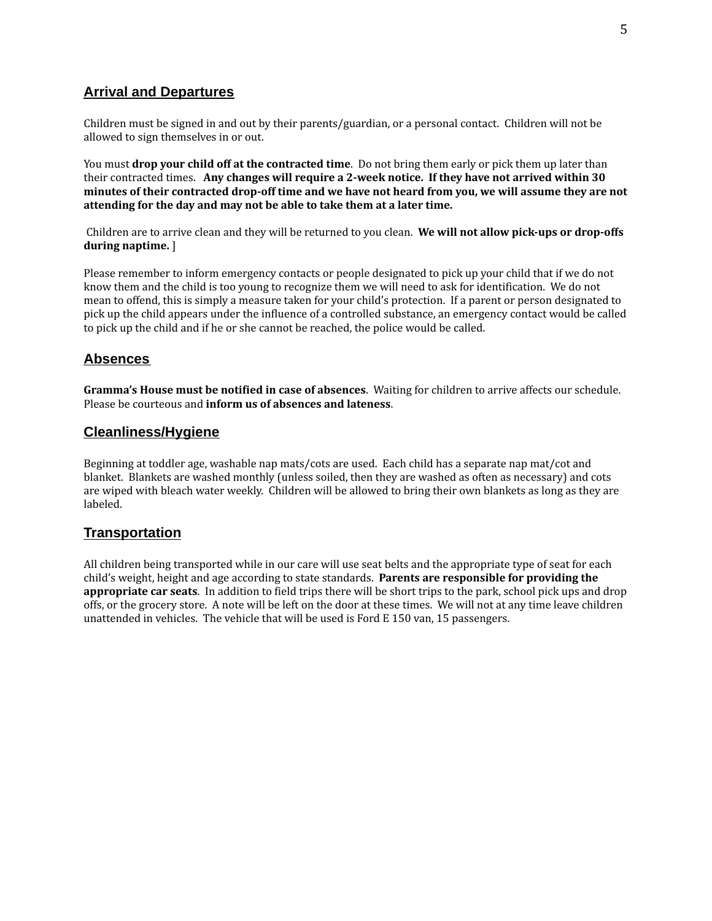## Arrival and Departures

Children must be signed in and out by their parents/guardian, or a personal contact. Children will not be allowed to sign themselves in or out.

You must **drop your child off at the contracted time**. Do not bring them early or pick them up later than their contracted times. **Any changes will require a 2-week notice. If they have not arrived within 30 minutes of their contracted drop-off time and we have not heard from you, we will assume they are not attending for the day and may not be able to take them at a later time.**

Children are to arrive clean and they will be returned to you clean. **We will not allow pick-ups or drop-offs during naptime.** ]

Please remember to inform emergency contacts or people designated to pick up your child that if we do not know them and the child is too young to recognize them we will need to ask for identification. We do not mean to offend, this is simply a measure taken for your child's protection. If a parent or person designated to pick up the child appears under the influence of a controlled substance, an emergency contact would be called to pick up the child and if he or she cannot be reached, the police would be called.

## Absences

**Gramma's House must be notified in case of absences**. Waiting for children to arrive affects our schedule. Please be courteous and **inform us of absences and lateness**.

## Cleanliness/Hygiene

Beginning at toddler age, washable nap mats/cots are used. Each child has a separate nap mat/cot and blanket. Blankets are washed monthly (unless soiled, then they are washed as often as necessary) and cots are wiped with bleach water weekly. Children will be allowed to bring their own blankets as long as they are labeled.

## Transportation

All children being transported while in our care will use seat belts and the appropriate type of seat for each child's weight, height and age according to state standards. **Parents are responsible for providing the appropriate car seats**. In addition to field trips there will be short trips to the park, school pick ups and drop offs, or the grocery store. A note will be left on the door at these times. We will not at any time leave children unattended in vehicles. The vehicle that will be used is Ford E 150 van, 15 passengers.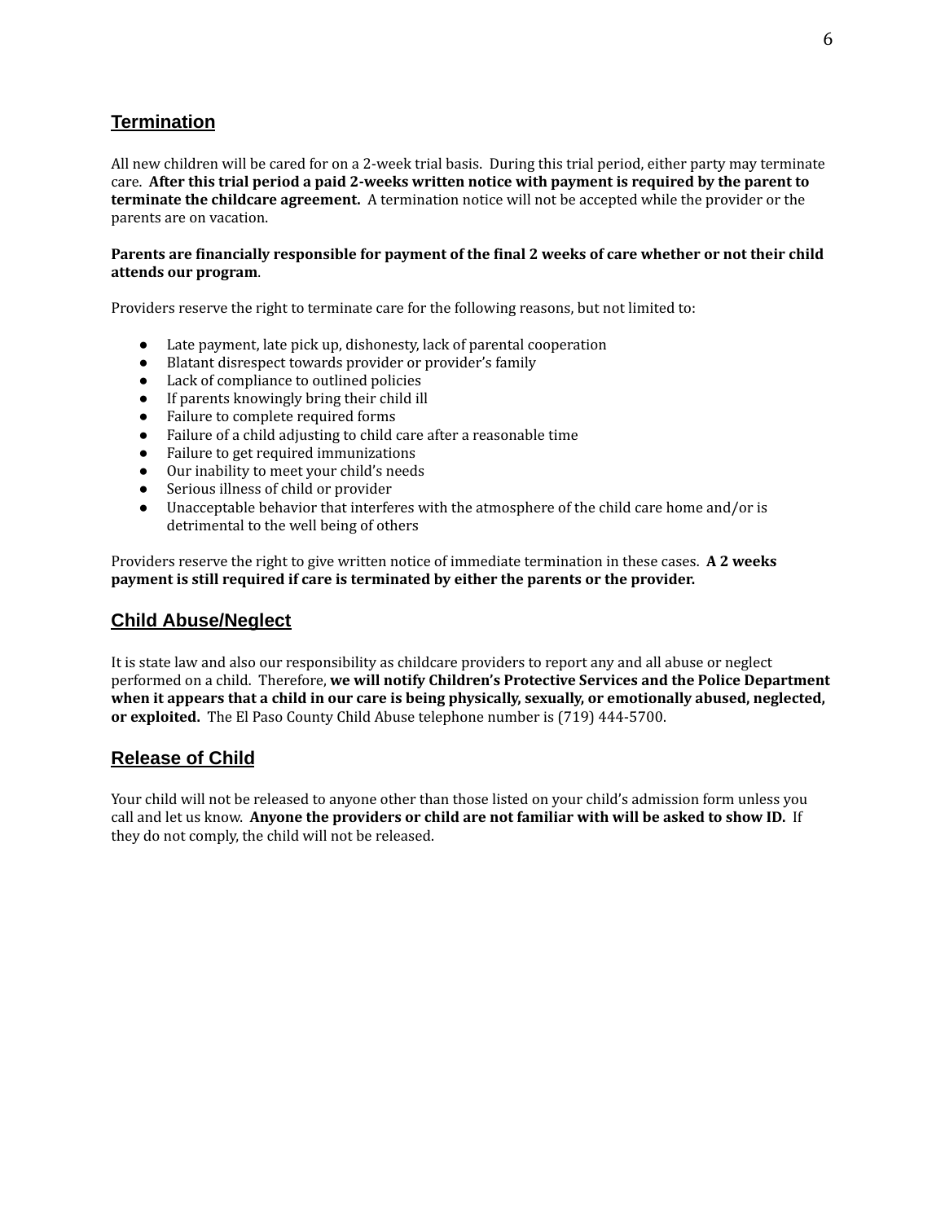## Termination

All new children will be cared for on a 2-week trial basis. During this trial period, either party may terminate care. **After this trial period a paid 2-weeks written notice with payment is required by the parent to terminate the childcare agreement.** A termination notice will not be accepted while the provider or the parents are on vacation.

**Parents are financially responsible for payment of the final 2 weeks of care whether or not their child attends our program**.

Providers reserve the right to terminate care for the following reasons, but not limited to:

- Late payment, late pick up, dishonesty, lack of parental cooperation
- Blatant disrespect towards provider or provider's family
- Lack of compliance to outlined policies
- If parents knowingly bring their child ill
- Failure to complete required forms
- Failure of a child adjusting to child care after a reasonable time
- Failure to get required immunizations
- Our inability to meet your child's needs
- Serious illness of child or provider
- Unacceptable behavior that interferes with the atmosphere of the child care home and/or is detrimental to the well being of others

Providers reserve the right to give written notice of immediate termination in these cases. **A 2 weeks payment is still required if care is terminated by either the parents or the provider.**

## Child Abuse/Neglect

It is state law and also our responsibility as childcare providers to report any and all abuse or neglect performed on a child. Therefore, **we will notify Children's Protective Services and the Police Department when it appears that a child in our care is being physically, sexually, or emotionally abused, neglected, or exploited.** The El Paso County Child Abuse telephone number is (719) 444-5700.

## Release of Child

Your child will not be released to anyone other than those listed on your child's admission form unless you call and let us know. **Anyone the providers or child are not familiar with will be asked to show ID.** If they do not comply, the child will not be released.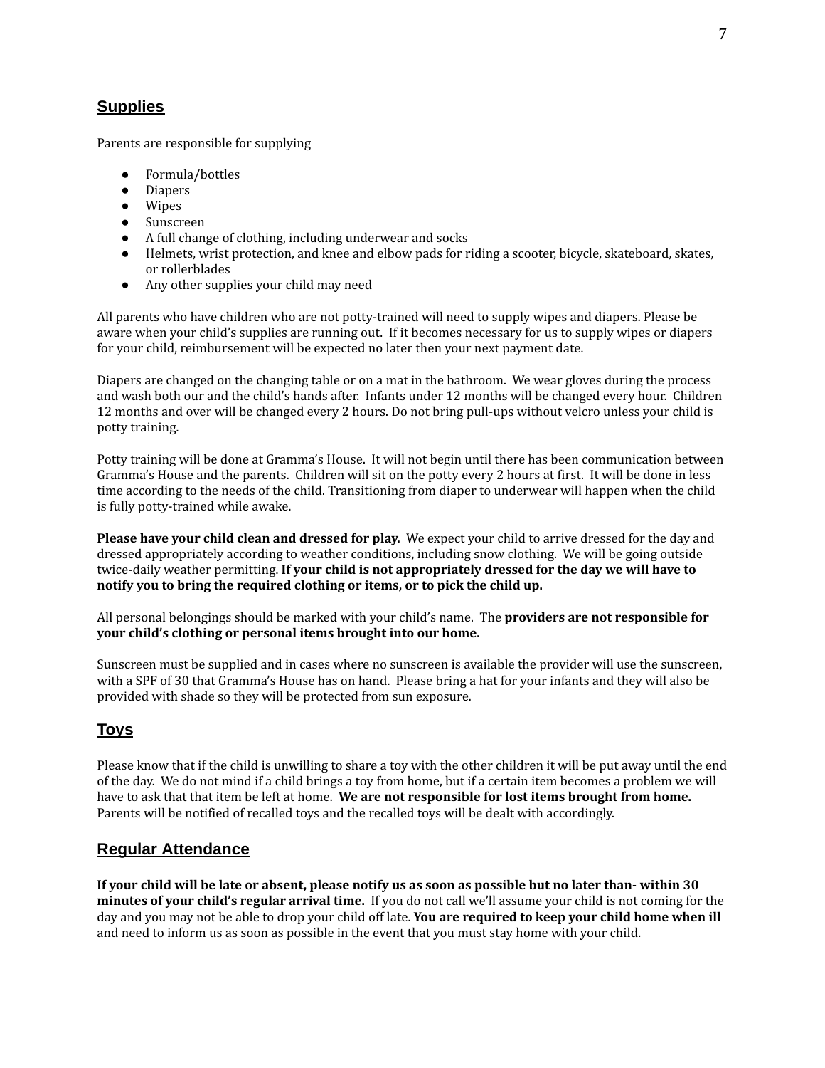## Supplies

Parents are responsible for supplying

- Formula/bottles
- Diapers
- Wipes
- Sunscreen
- A full change of clothing, including underwear and socks
- Helmets, wrist protection, and knee and elbow pads for riding a scooter, bicycle, skateboard, skates, or rollerblades
- Any other supplies your child may need

All parents who have children who are not potty-trained will need to supply wipes and diapers. Please be aware when your child's supplies are running out. If it becomes necessary for us to supply wipes or diapers for your child, reimbursement will be expected no later then your next payment date.

Diapers are changed on the changing table or on a mat in the bathroom. We wear gloves during the process and wash both our and the child's hands after. Infants under 12 months will be changed every hour. Children 12 months and over will be changed every 2 hours. Do not bring pull-ups without velcro unless your child is potty training.

Potty training will be done at Gramma's House. It will not begin until there has been communication between Gramma's House and the parents. Children will sit on the potty every 2 hours at first. It will be done in less time according to the needs of the child. Transitioning from diaper to underwear will happen when the child is fully potty-trained while awake.

**Please have your child clean and dressed for play.** We expect your child to arrive dressed for the day and dressed appropriately according to weather conditions, including snow clothing. We will be going outside twice-daily weather permitting. **If your child is not appropriately dressed for the day we will have to notify you to bring the required clothing or items, or to pick the child up.**

All personal belongings should be marked with your child's name. The **providers are not responsible for your child's clothing or personal items brought into our home.**

Sunscreen must be supplied and in cases where no sunscreen is available the provider will use the sunscreen, with a SPF of 30 that Gramma's House has on hand. Please bring a hat for your infants and they will also be provided with shade so they will be protected from sun exposure.

## Toys

Please know that if the child is unwilling to share a toy with the other children it will be put away until the end of the day. We do not mind if a child brings a toy from home, but if a certain item becomes a problem we will have to ask that that item be left at home. **We are not responsible for lost items brought from home.** Parents will be notified of recalled toys and the recalled toys will be dealt with accordingly.

## Regular Attendance

**If your child will be late or absent, please notify us as soon as possible but no later than- within 30 minutes of your child's regular arrival time.** If you do not call we'll assume your child is not coming for the day and you may not be able to drop your child off late. **You are required to keep your child home when ill** and need to inform us as soon as possible in the event that you must stay home with your child.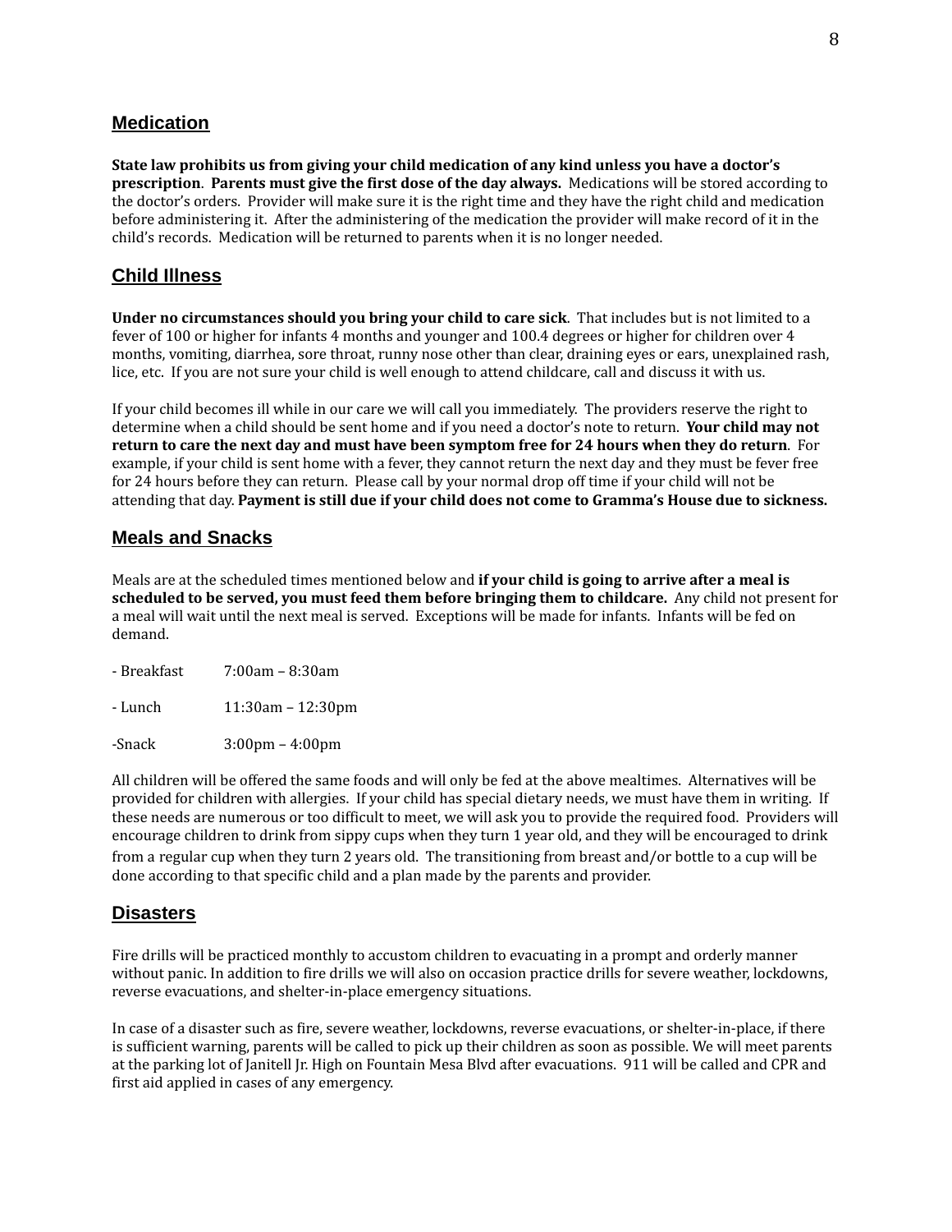## Medication

**State law prohibits us from giving your child medication of any kind unless you have a doctor's prescription**. **Parents must give the first dose of the day always.** Medications will be stored according to the doctor's orders. Provider will make sure it is the right time and they have the right child and medication before administering it. After the administering of the medication the provider will make record of it in the child's records. Medication will be returned to parents when it is no longer needed.

## Child Illness

**Under no circumstances should you bring your child to care sick**. That includes but is not limited to a fever of 100 or higher for infants 4 months and younger and 100.4 degrees or higher for children over 4 months, vomiting, diarrhea, sore throat, runny nose other than clear, draining eyes or ears, unexplained rash, lice, etc. If you are not sure your child is well enough to attend childcare, call and discuss it with us.

If your child becomes ill while in our care we will call you immediately. The providers reserve the right to determine when a child should be sent home and if you need a doctor's note to return. **Your child may not return to care the next day and must have been symptom free for 24 hours when they do return**. For example, if your child is sent home with a fever, they cannot return the next day and they must be fever free for 24 hours before they can return. Please call by your normal drop off time if your child will not be attending that day. **Payment is still due if your child does not come to Gramma's House due to sickness.**

## Meals and Snacks

Meals are at the scheduled times mentioned below and **if your child is going to arrive after a meal is scheduled to be served, you must feed them before bringing them to childcare.** Any child not present for a meal will wait until the next meal is served. Exceptions will be made for infants. Infants will be fed on demand.

- Breakfast 7:00am – 8:30am

- Lunch 11:30am – 12:30pm

-Snack 3:00pm – 4:00pm

All children will be offered the same foods and will only be fed at the above mealtimes. Alternatives will be provided for children with allergies. If your child has special dietary needs, we must have them in writing. If these needs are numerous or too difficult to meet, we will ask you to provide the required food. Providers will encourage children to drink from sippy cups when they turn 1 year old, and they will be encouraged to drink from a regular cup when they turn 2 years old. The transitioning from breast and/or bottle to a cup will be done according to that specific child and a plan made by the parents and provider.

## Disasters

Fire drills will be practiced monthly to accustom children to evacuating in a prompt and orderly manner without panic. In addition to fire drills we will also on occasion practice drills for severe weather, lockdowns, reverse evacuations, and shelter-in-place emergency situations.

In case of a disaster such as fire, severe weather, lockdowns, reverse evacuations, or shelter-in-place, if there is sufficient warning, parents will be called to pick up their children as soon as possible. We will meet parents at the parking lot of Janitell Jr. High on Fountain Mesa Blvd after evacuations. 911 will be called and CPR and first aid applied in cases of any emergency.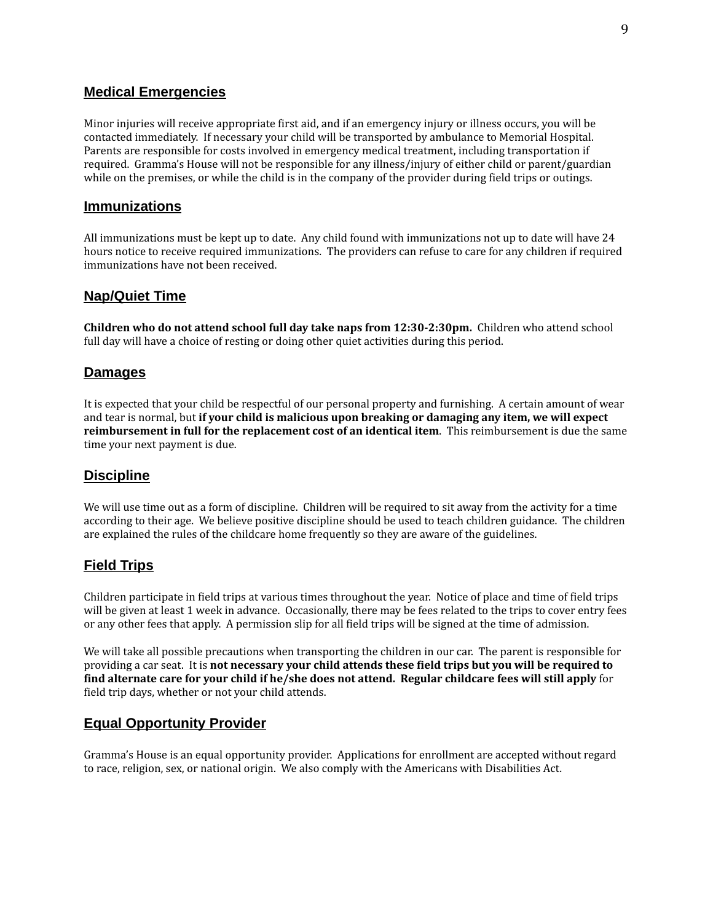## Medical Emergencies

Minor injuries will receive appropriate first aid, and if an emergency injury or illness occurs, you will be contacted immediately. If necessary your child will be transported by ambulance to Memorial Hospital. Parents are responsible for costs involved in emergency medical treatment, including transportation if required. Gramma's House will not be responsible for any illness/injury of either child or parent/guardian while on the premises, or while the child is in the company of the provider during field trips or outings.

## Immunizations

All immunizations must be kept up to date. Any child found with immunizations not up to date will have 24 hours notice to receive required immunizations. The providers can refuse to care for any children if required immunizations have not been received.

## Nap/Quiet Time

**Children who do not attend school full day take naps from 12:30-2:30pm.** Children who attend school full day will have a choice of resting or doing other quiet activities during this period.

## Damages

It is expected that your child be respectful of our personal property and furnishing. A certain amount of wear and tear is normal, but **if your child is malicious upon breaking or damaging any item, we will expect reimbursement in full for the replacement cost of an identical item**. This reimbursement is due the same time your next payment is due.

## Discipline

We will use time out as a form of discipline. Children will be required to sit away from the activity for a time according to their age. We believe positive discipline should be used to teach children guidance. The children are explained the rules of the childcare home frequently so they are aware of the guidelines.

## Field Trips

Children participate in field trips at various times throughout the year. Notice of place and time of field trips will be given at least 1 week in advance. Occasionally, there may be fees related to the trips to cover entry fees or any other fees that apply. A permission slip for all field trips will be signed at the time of admission.

We will take all possible precautions when transporting the children in our car. The parent is responsible for providing a car seat. It is **not necessary your child attends these field trips but you will be required to find alternate care for your child if he/she does not attend. Regular childcare fees will still apply** for field trip days, whether or not your child attends.

## Equal Opportunity Provider

Gramma's House is an equal opportunity provider. Applications for enrollment are accepted without regard to race, religion, sex, or national origin. We also comply with the Americans with Disabilities Act.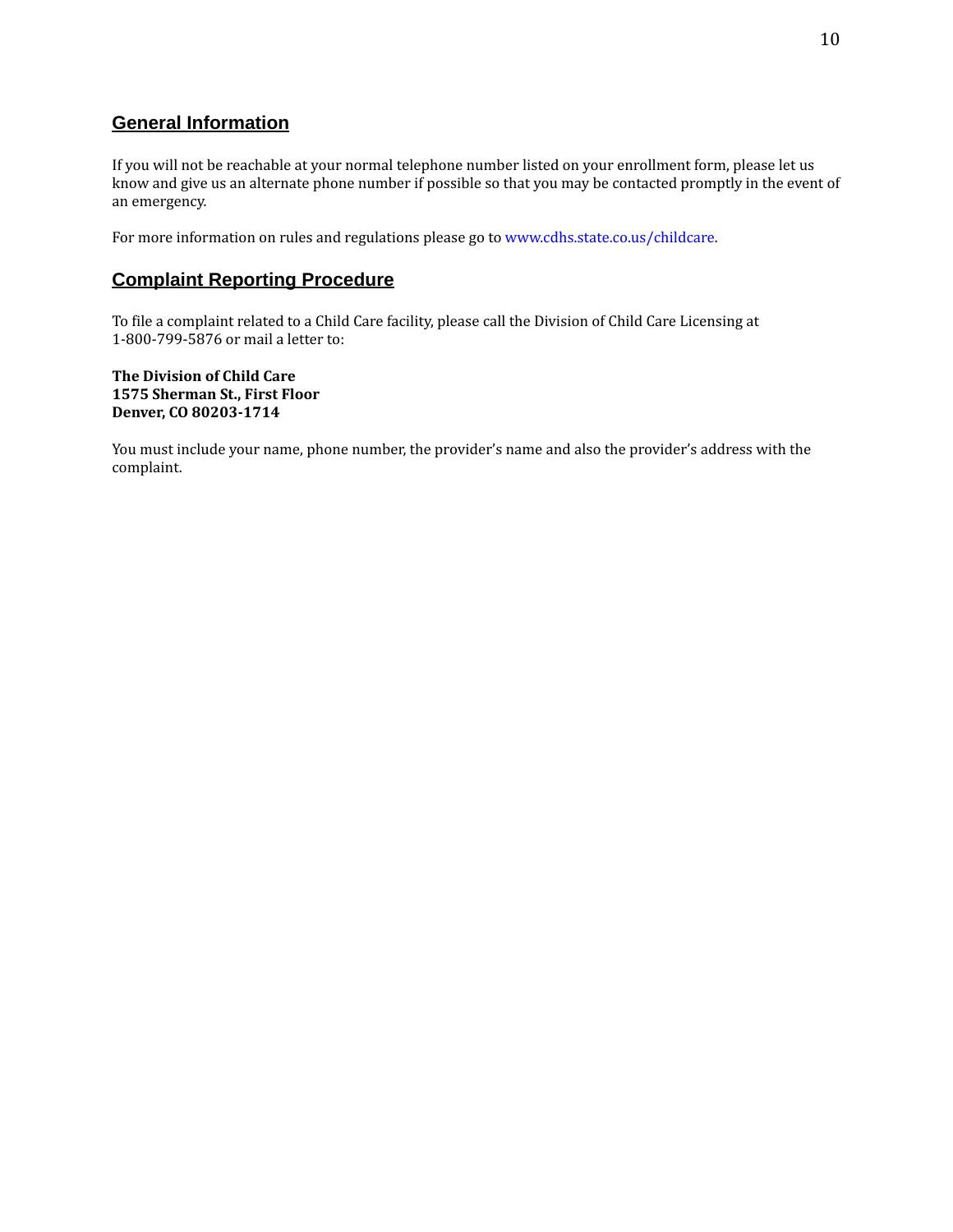## General Information

If you will not be reachable at your normal telephone number listed on your enrollment form, please let us know and give us an alternate phone number if possible so that you may be contacted promptly in the event of an emergency.

For more information on rules and regulations please go to www.cdhs.state.co.us/childcare.

## Complaint Reporting Procedure

To file a complaint related to a Child Care facility, please call the Division of Child Care Licensing at 1-800-799-5876 or mail a letter to:

**The Division of Child Care**
**1575 Sherman St., First Floor**
**Denver, CO 80203-1714**

You must include your name, phone number, the provider's name and also the provider's address with the complaint.